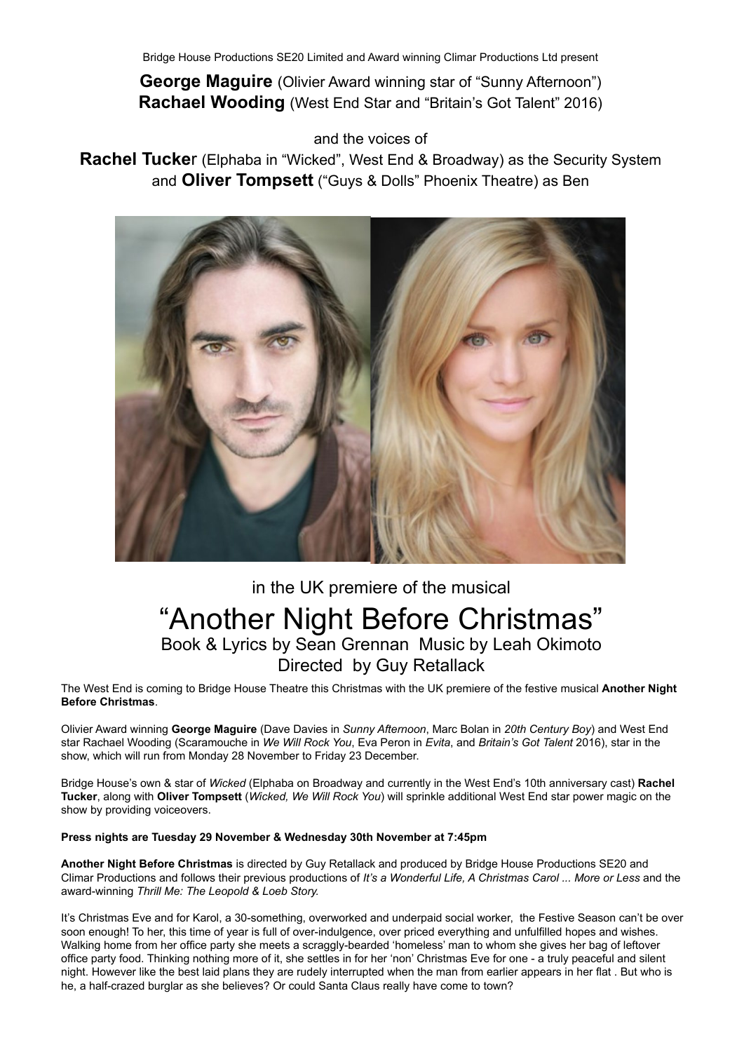Bridge House Productions SE20 Limited and Award winning Climar Productions Ltd present

**George Maguire** (Olivier Award winning star of "Sunny Afternoon")
**Rachael Wooding** (West End Star and "Britain's Got Talent" 2016)

and the voices of

**Rachel Tucke**r (Elphaba in "Wicked", West End & Broadway) as the Security System
and **Oliver Tompsett** ("Guys & Dolls" Phoenix Theatre) as Ben

in the UK premiere of the musical

# "Another Night Before Christmas"

Book & Lyrics by Sean Grennan  Music by Leah Okimoto
Directed  by Guy Retallack

The West End is coming to Bridge House Theatre this Christmas with the UK premiere of the festive musical **Another Night Before Christmas**.

Olivier Award winning **George Maguire** (Dave Davies in *Sunny Afternoon*, Marc Bolan in *20th Century Boy*) and West End star Rachael Wooding (Scaramouche in *We Will Rock You*, Eva Peron in *Evita*, and *Britain's Got Talent* 2016), star in the show, which will run from Monday 28 November to Friday 23 December.

Bridge House's own & star of *Wicked* (Elphaba on Broadway and currently in the West End's 10th anniversary cast) **Rachel Tucker**, along with **Oliver Tompsett** (*Wicked, We Will Rock You*) will sprinkle additional West End star power magic on the show by providing voiceovers.

**Press nights are Tuesday 29 November & Wednesday 30th November at 7:45pm**

**Another Night Before Christmas** is directed by Guy Retallack and produced by Bridge House Productions SE20 and Climar Productions and follows their previous productions of *It's a Wonderful Life, A Christmas Carol ... More or Less* and the award-winning *Thrill Me: The Leopold & Loeb Story.*

It's Christmas Eve and for Karol, a 30-something, overworked and underpaid social worker, the Festive Season can't be over soon enough! To her, this time of year is full of over-indulgence, over priced everything and unfulfilled hopes and wishes. Walking home from her office party she meets a scraggly-bearded 'homeless' man to whom she gives her bag of leftover office party food. Thinking nothing more of it, she settles in for her 'non' Christmas Eve for one - a truly peaceful and silent night. However like the best laid plans they are rudely interrupted when the man from earlier appears in her flat . But who is he, a half-crazed burglar as she believes? Or could Santa Claus really have come to town?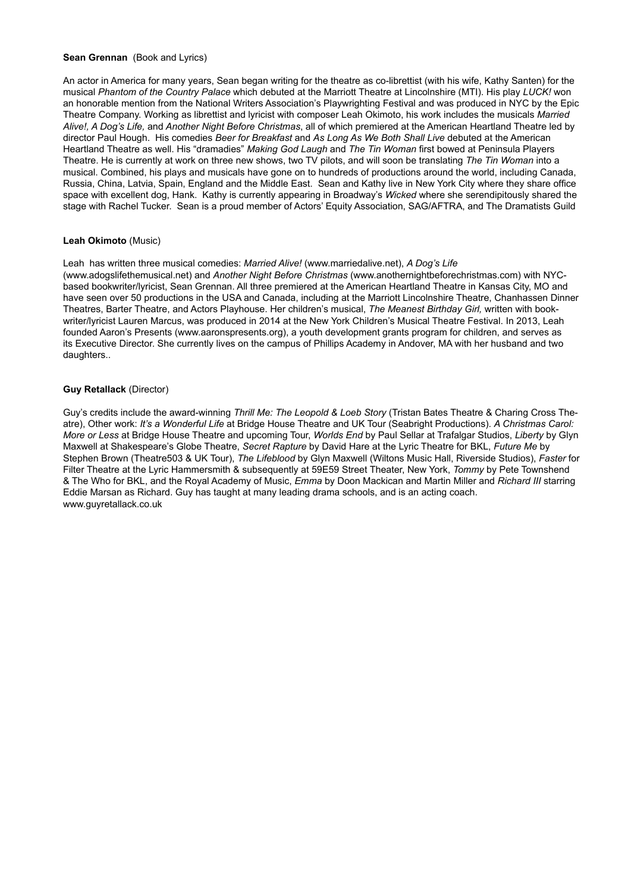**Sean Grennan** (Book and Lyrics)

An actor in America for many years, Sean began writing for the theatre as co-librettist (with his wife, Kathy Santen) for the musical *Phantom of the Country Palace* which debuted at the Marriott Theatre at Lincolnshire (MTI). His play *LUCK!* won an honorable mention from the National Writers Association's Playwrighting Festival and was produced in NYC by the Epic Theatre Company. Working as librettist and lyricist with composer Leah Okimoto, his work includes the musicals *Married Alive!, A Dog's Life,* and *Another Night Before Christmas*, all of which premiered at the American Heartland Theatre led by director Paul Hough. His comedies *Beer for Breakfast* and *As Long As We Both Shall Live* debuted at the American Heartland Theatre as well. His "dramadies" *Making God Laugh* and *The Tin Woman* first bowed at Peninsula Players Theatre. He is currently at work on three new shows, two TV pilots, and will soon be translating *The Tin Woman* into a musical. Combined, his plays and musicals have gone on to hundreds of productions around the world, including Canada, Russia, China, Latvia, Spain, England and the Middle East. Sean and Kathy live in New York City where they share office space with excellent dog, Hank. Kathy is currently appearing in Broadway's *Wicked* where she serendipitously shared the stage with Rachel Tucker. Sean is a proud member of Actors' Equity Association, SAG/AFTRA, and The Dramatists Guild

**Leah Okimoto** (Music)

Leah has written three musical comedies: *Married Alive!* (www.marriedalive.net), *A Dog's Life* (www.adogslifethemusical.net) and *Another Night Before Christmas* (www.anothernightbeforechristmas.com) with NYC-based bookwriter/lyricist, Sean Grennan. All three premiered at the American Heartland Theatre in Kansas City, MO and have seen over 50 productions in the USA and Canada, including at the Marriott Lincolnshire Theatre, Chanhassen Dinner Theatres, Barter Theatre, and Actors Playhouse. Her children's musical, *The Meanest Birthday Girl,* written with book-writer/lyricist Lauren Marcus, was produced in 2014 at the New York Children's Musical Theatre Festival. In 2013, Leah founded Aaron's Presents (www.aaronspresents.org), a youth development grants program for children, and serves as its Executive Director. She currently lives on the campus of Phillips Academy in Andover, MA with her husband and two daughters..

**Guy Retallack** (Director)

Guy's credits include the award-winning *Thrill Me: The Leopold & Loeb Story* (Tristan Bates Theatre & Charing Cross Theatre), Other work: *It's a Wonderful Life* at Bridge House Theatre and UK Tour (Seabright Productions). *A Christmas Carol: More or Less* at Bridge House Theatre and upcoming Tour, *Worlds End* by Paul Sellar at Trafalgar Studios, *Liberty* by Glyn Maxwell at Shakespeare's Globe Theatre, *Secret Rapture* by David Hare at the Lyric Theatre for BKL, *Future Me* by Stephen Brown (Theatre503 & UK Tour), *The Lifeblood* by Glyn Maxwell (Wiltons Music Hall, Riverside Studios), *Faster* for Filter Theatre at the Lyric Hammersmith & subsequently at 59E59 Street Theater, New York, *Tommy* by Pete Townshend & The Who for BKL, and the Royal Academy of Music, *Emma* by Doon Mackican and Martin Miller and *Richard III* starring Eddie Marsan as Richard. Guy has taught at many leading drama schools, and is an acting coach. www.guyretallack.co.uk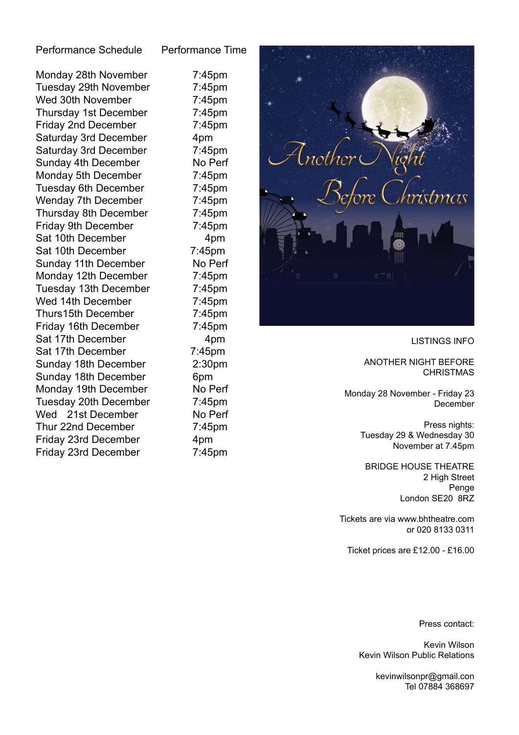| Performance Schedule | Performance Time |
| --- | --- |
| Monday 28th November | 7:45pm |
| Tuesday 29th November | 7:45pm |
| Wed 30th November | 7:45pm |
| Thursday 1st December | 7:45pm |
| Friday 2nd December | 7:45pm |
| Saturday 3rd December | 4pm |
| Saturday 3rd December | 7:45pm |
| Sunday 4th December | No Perf |
| Monday 5th December | 7:45pm |
| Tuesday 6th December | 7:45pm |
| Wenday 7th December | 7:45pm |
| Thursday 8th December | 7:45pm |
| Friday 9th December | 7:45pm |
| Sat 10th December | 4pm |
| Sat 10th December | 7:45pm |
| Sunday 11th December | No Perf |
| Monday 12th December | 7:45pm |
| Tuesday 13th December | 7:45pm |
| Wed 14th December | 7:45pm |
| Thurs15th December | 7:45pm |
| Friday 16th December | 7:45pm |
| Sat 17th December | 4pm |
| Sat 17th December | 7:45pm |
| Sunday 18th December | 2:30pm |
| Sunday 18th December | 6pm |
| Monday 19th December | No Perf |
| Tuesday 20th December | 7:45pm |
| Wed 21st December | No Perf |
| Thur 22nd December | 7:45pm |
| Friday 23rd December | 4pm |
| Friday 23rd December | 7:45pm |

Another Night Before Christmas

LISTINGS INFO

ANOTHER NIGHT BEFORE CHRISTMAS

Monday 28 November - Friday 23 December

Press nights:
Tuesday 29 & Wednesday 30 November at 7.45pm

BRIDGE HOUSE THEATRE
2 High Street
Penge
London SE20 8RZ

Tickets are via www.bhtheatre.com or 020 8133 0311

Ticket prices are £12.00 - £16.00

Press contact:

Kevin Wilson
Kevin Wilson Public Relations

kevinwilsonpr@gmail.con
Tel 07884 368697